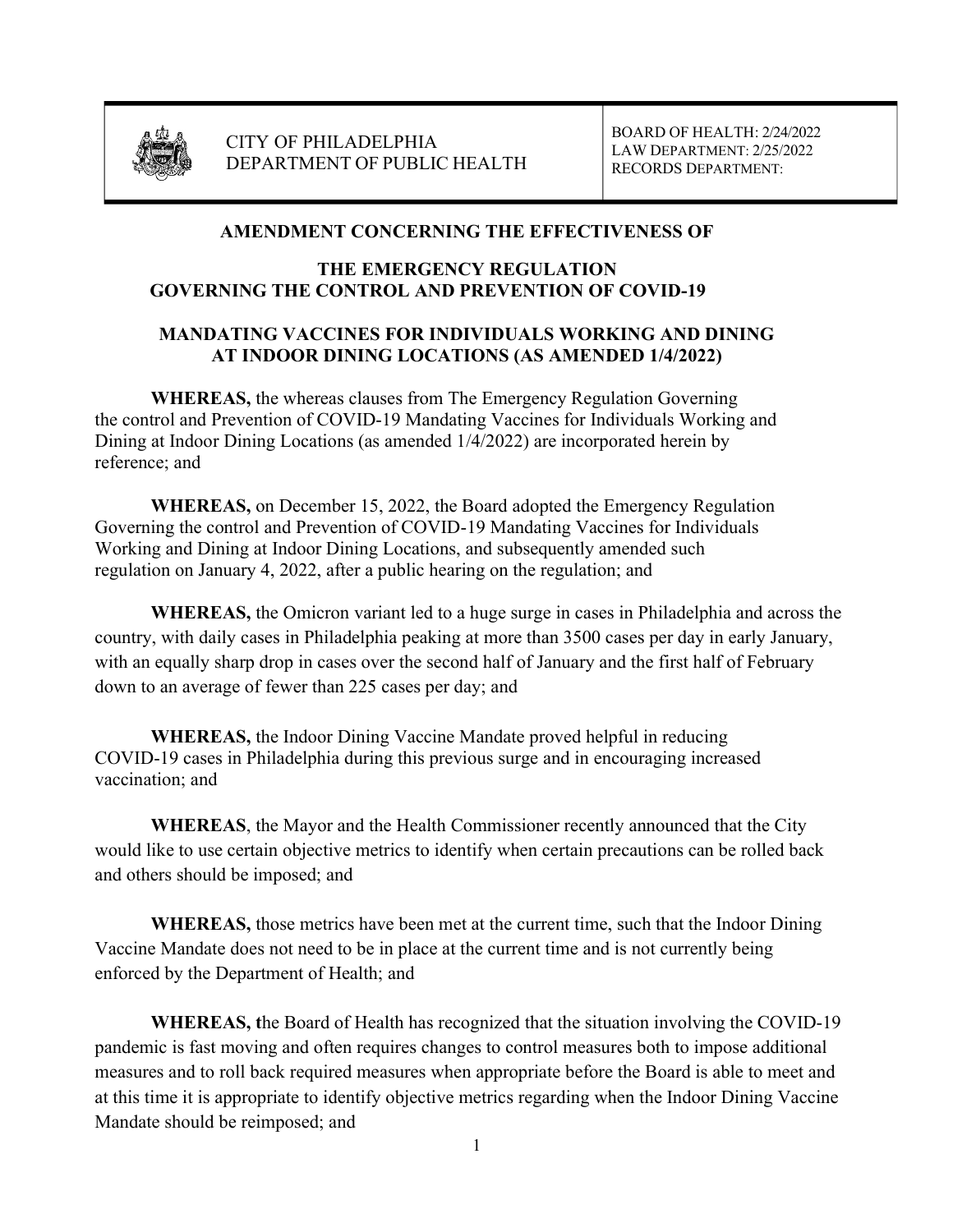CITY OF PHILADELPHIA
DEPARTMENT OF PUBLIC HEALTH

BOARD OF HEALTH: 2/24/2022
LAW DEPARTMENT: 2/25/2022
RECORDS DEPARTMENT:

## AMENDMENT CONCERNING THE EFFECTIVENESS OF

## THE EMERGENCY REGULATION GOVERNING THE CONTROL AND PREVENTION OF COVID-19

## MANDATING VACCINES FOR INDIVIDUALS WORKING AND DINING AT INDOOR DINING LOCATIONS (AS AMENDED 1/4/2022)

**WHEREAS,** the whereas clauses from The Emergency Regulation Governing the control and Prevention of COVID-19 Mandating Vaccines for Individuals Working and Dining at Indoor Dining Locations (as amended 1/4/2022) are incorporated herein by reference; and

**WHEREAS,** on December 15, 2022, the Board adopted the Emergency Regulation Governing the control and Prevention of COVID-19 Mandating Vaccines for Individuals Working and Dining at Indoor Dining Locations, and subsequently amended such regulation on January 4, 2022, after a public hearing on the regulation; and

**WHEREAS,** the Omicron variant led to a huge surge in cases in Philadelphia and across the country, with daily cases in Philadelphia peaking at more than 3500 cases per day in early January, with an equally sharp drop in cases over the second half of January and the first half of February down to an average of fewer than 225 cases per day; and

**WHEREAS,** the Indoor Dining Vaccine Mandate proved helpful in reducing COVID-19 cases in Philadelphia during this previous surge and in encouraging increased vaccination; and

**WHEREAS**, the Mayor and the Health Commissioner recently announced that the City would like to use certain objective metrics to identify when certain precautions can be rolled back and others should be imposed; and

**WHEREAS,** those metrics have been met at the current time, such that the Indoor Dining Vaccine Mandate does not need to be in place at the current time and is not currently being enforced by the Department of Health; and

**WHEREAS, t**he Board of Health has recognized that the situation involving the COVID-19 pandemic is fast moving and often requires changes to control measures both to impose additional measures and to roll back required measures when appropriate before the Board is able to meet and at this time it is appropriate to identify objective metrics regarding when the Indoor Dining Vaccine Mandate should be reimposed; and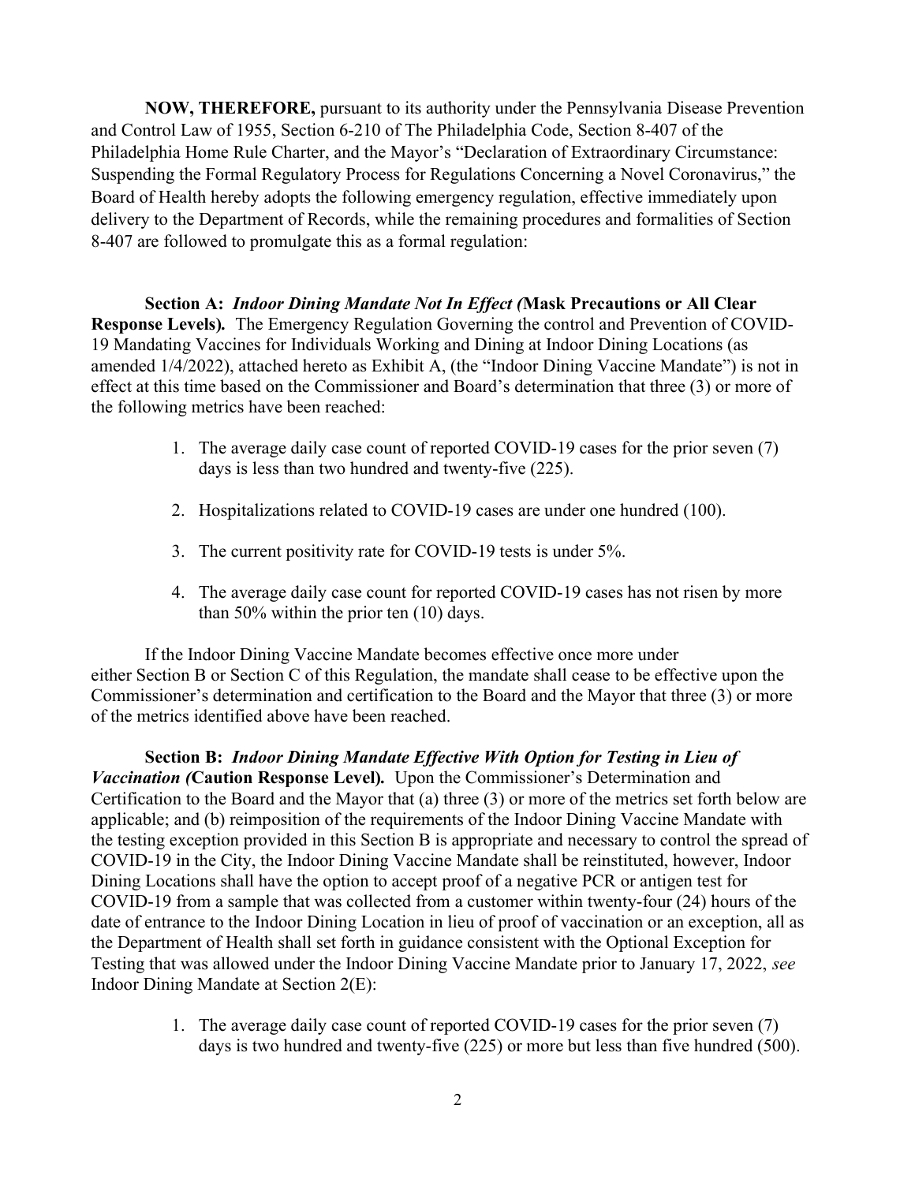**NOW, THEREFORE,** pursuant to its authority under the Pennsylvania Disease Prevention and Control Law of 1955, Section 6-210 of The Philadelphia Code, Section 8-407 of the Philadelphia Home Rule Charter, and the Mayor's "Declaration of Extraordinary Circumstance: Suspending the Formal Regulatory Process for Regulations Concerning a Novel Coronavirus," the Board of Health hereby adopts the following emergency regulation, effective immediately upon delivery to the Department of Records, while the remaining procedures and formalities of Section 8-407 are followed to promulgate this as a formal regulation:

**Section A:** ***Indoor Dining Mandate Not In Effect (*Mask Precautions or All Clear Response Levels).** The Emergency Regulation Governing the control and Prevention of COVID-19 Mandating Vaccines for Individuals Working and Dining at Indoor Dining Locations (as amended 1/4/2022), attached hereto as Exhibit A, (the "Indoor Dining Vaccine Mandate") is not in effect at this time based on the Commissioner and Board's determination that three (3) or more of the following metrics have been reached:

1. The average daily case count of reported COVID-19 cases for the prior seven (7) days is less than two hundred and twenty-five (225).
2. Hospitalizations related to COVID-19 cases are under one hundred (100).
3. The current positivity rate for COVID-19 tests is under 5%.
4. The average daily case count for reported COVID-19 cases has not risen by more than 50% within the prior ten (10) days.

If the Indoor Dining Vaccine Mandate becomes effective once more under either Section B or Section C of this Regulation, the mandate shall cease to be effective upon the Commissioner's determination and certification to the Board and the Mayor that three (3) or more of the metrics identified above have been reached.

**Section B:** ***Indoor Dining Mandate Effective With Option for Testing in Lieu of Vaccination (*Caution Response Level).** Upon the Commissioner's Determination and Certification to the Board and the Mayor that (a) three (3) or more of the metrics set forth below are applicable; and (b) reimposition of the requirements of the Indoor Dining Vaccine Mandate with the testing exception provided in this Section B is appropriate and necessary to control the spread of COVID-19 in the City, the Indoor Dining Vaccine Mandate shall be reinstituted, however, Indoor Dining Locations shall have the option to accept proof of a negative PCR or antigen test for COVID-19 from a sample that was collected from a customer within twenty-four (24) hours of the date of entrance to the Indoor Dining Location in lieu of proof of vaccination or an exception, all as the Department of Health shall set forth in guidance consistent with the Optional Exception for Testing that was allowed under the Indoor Dining Vaccine Mandate prior to January 17, 2022, *see* Indoor Dining Mandate at Section 2(E):

1. The average daily case count of reported COVID-19 cases for the prior seven (7) days is two hundred and twenty-five (225) or more but less than five hundred (500).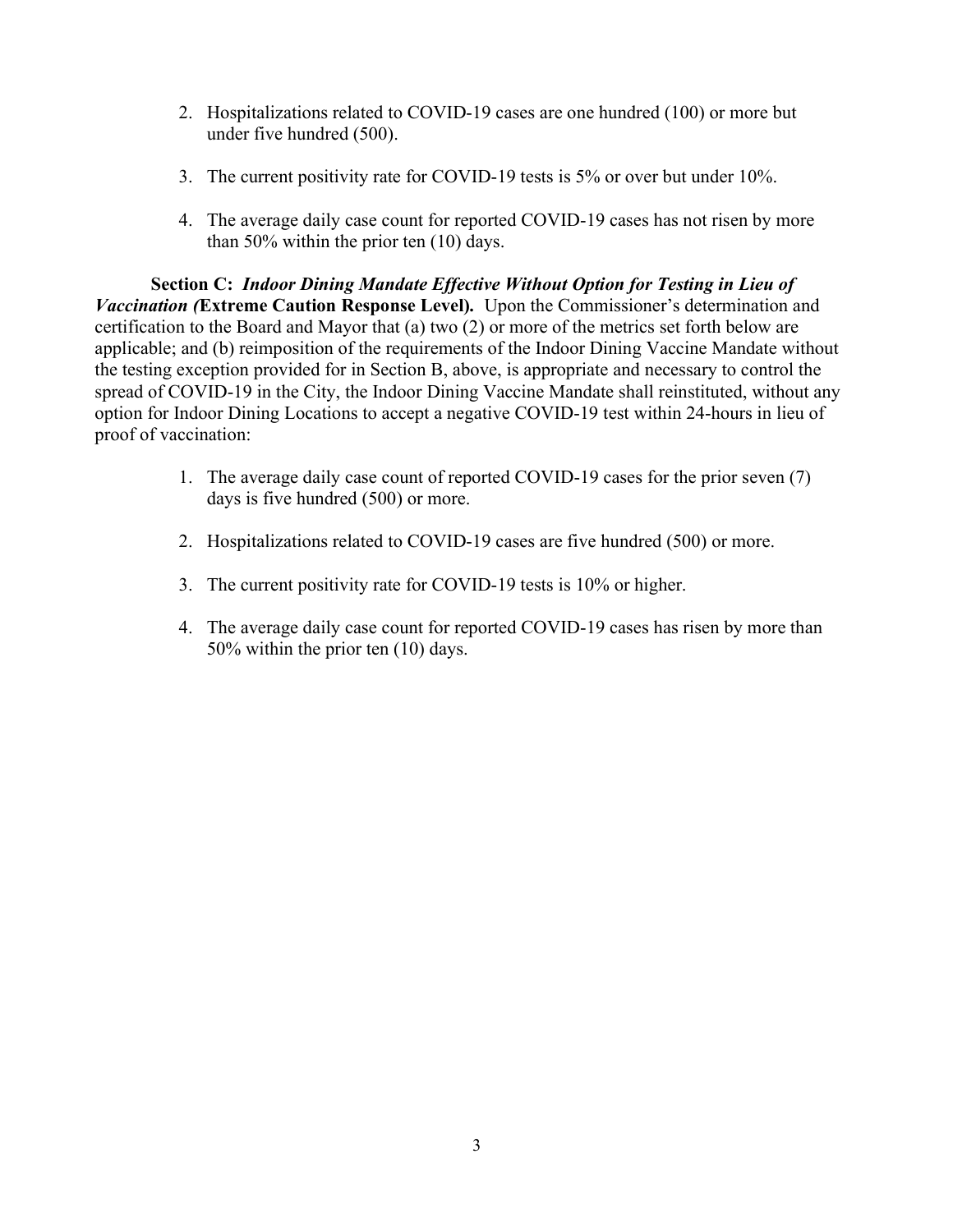2. Hospitalizations related to COVID-19 cases are one hundred (100) or more but under five hundred (500).

3. The current positivity rate for COVID-19 tests is 5% or over but under 10%.

4. The average daily case count for reported COVID-19 cases has not risen by more than 50% within the prior ten (10) days.

**Section C:** ***Indoor Dining Mandate Effective Without Option for Testing in Lieu of Vaccination (*****Extreme Caution Response Level).** Upon the Commissioner's determination and certification to the Board and Mayor that (a) two (2) or more of the metrics set forth below are applicable; and (b) reimposition of the requirements of the Indoor Dining Vaccine Mandate without the testing exception provided for in Section B, above, is appropriate and necessary to control the spread of COVID-19 in the City, the Indoor Dining Vaccine Mandate shall reinstituted, without any option for Indoor Dining Locations to accept a negative COVID-19 test within 24-hours in lieu of proof of vaccination:

1. The average daily case count of reported COVID-19 cases for the prior seven (7) days is five hundred (500) or more.

2. Hospitalizations related to COVID-19 cases are five hundred (500) or more.

3. The current positivity rate for COVID-19 tests is 10% or higher.

4. The average daily case count for reported COVID-19 cases has risen by more than 50% within the prior ten (10) days.